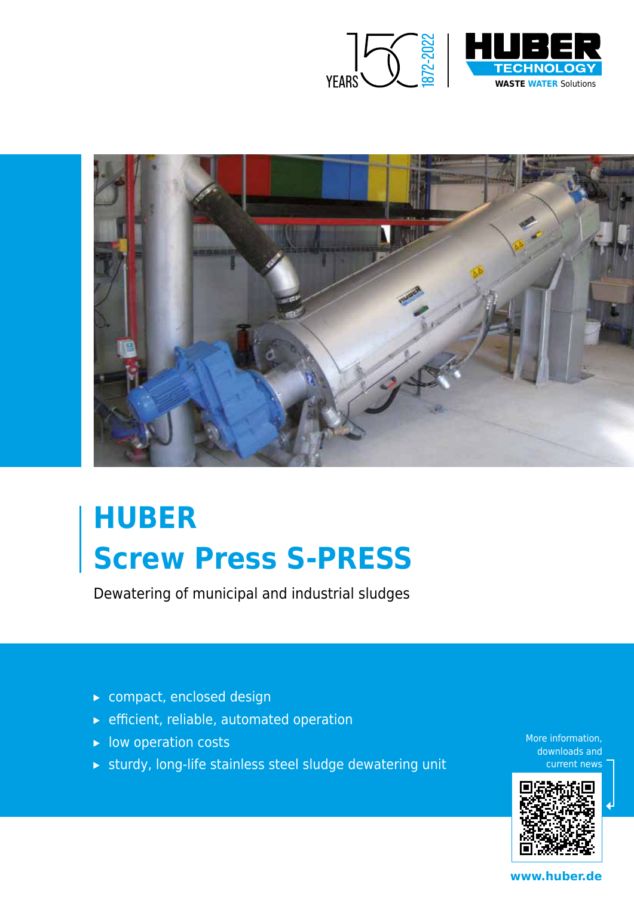# HUBER Screw Press S-PRESS

Dewatering of municipal and industrial sludges

- compact, enclosed design
- efficient, reliable, automated operation
- low operation costs
- sturdy, long-life stainless steel sludge dewatering unit

More information, downloads and current news

www.huber.de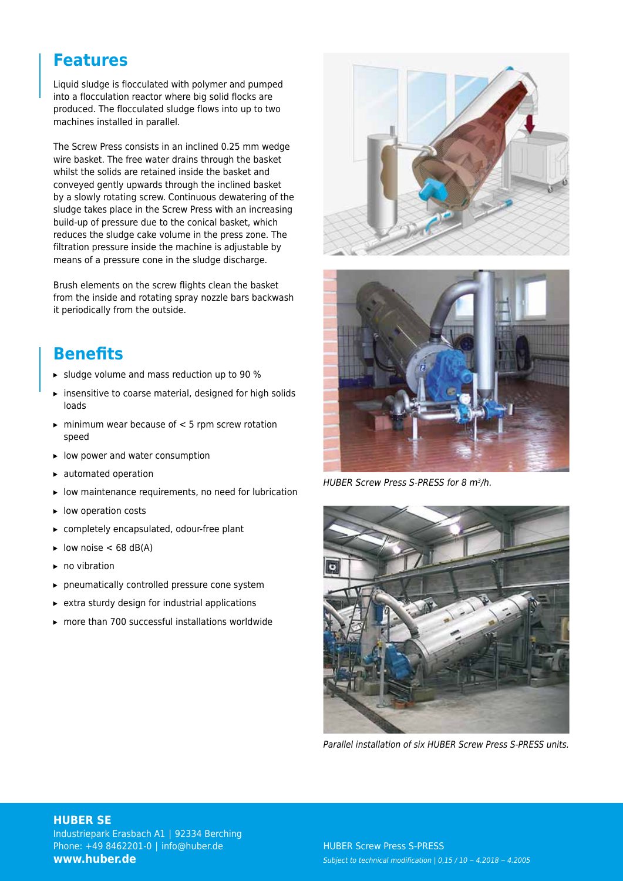## Features

Liquid sludge is flocculated with polymer and pumped into a flocculation reactor where big solid flocks are produced. The flocculated sludge flows into up to two machines installed in parallel.

The Screw Press consists in an inclined 0.25 mm wedge wire basket. The free water drains through the basket whilst the solids are retained inside the basket and conveyed gently upwards through the inclined basket by a slowly rotating screw. Continuous dewatering of the sludge takes place in the Screw Press with an increasing build-up of pressure due to the conical basket, which reduces the sludge cake volume in the press zone. The filtration pressure inside the machine is adjustable by means of a pressure cone in the sludge discharge.

Brush elements on the screw flights clean the basket from the inside and rotating spray nozzle bars backwash it periodically from the outside.

## Benefits

- sludge volume and mass reduction up to 90 %
- insensitive to coarse material, designed for high solids loads
- minimum wear because of < 5 rpm screw rotation speed
- low power and water consumption
- automated operation
- low maintenance requirements, no need for lubrication
- low operation costs
- completely encapsulated, odour-free plant
- low noise < 68 dB(A)
- no vibration
- pneumatically controlled pressure cone system
- extra sturdy design for industrial applications
- more than 700 successful installations worldwide

*HUBER Screw Press S-PRESS for 8 m$^3$/h.*

*Parallel installation of six HUBER Screw Press S-PRESS units.*

**HUBER SE**
Industriepark Erasbach A1 | 92334 Berching
Phone: +49 8462201-0 | info@huber.de
**www.huber.de**

HUBER Screw Press S-PRESS
*Subject to technical modification | 0,15 / 10 – 4.2018 – 4.2005*